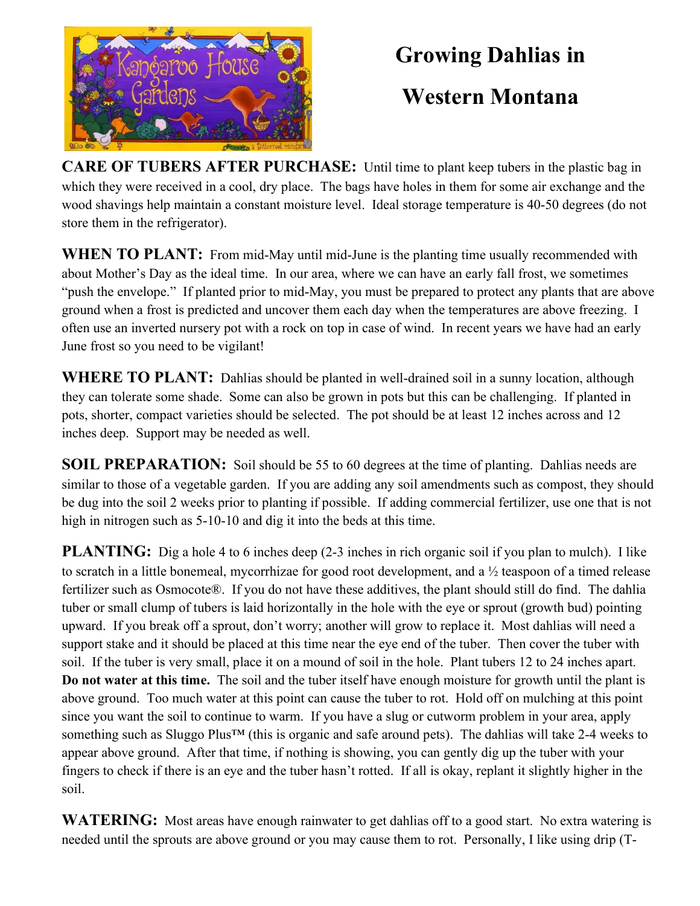# Growing Dahlias in Western Montana

**CARE OF TUBERS AFTER PURCHASE:** Until time to plant keep tubers in the plastic bag in which they were received in a cool, dry place. The bags have holes in them for some air exchange and the wood shavings help maintain a constant moisture level. Ideal storage temperature is 40-50 degrees (do not store them in the refrigerator).

**WHEN TO PLANT:** From mid-May until mid-June is the planting time usually recommended with about Mother's Day as the ideal time. In our area, where we can have an early fall frost, we sometimes "push the envelope." If planted prior to mid-May, you must be prepared to protect any plants that are above ground when a frost is predicted and uncover them each day when the temperatures are above freezing. I often use an inverted nursery pot with a rock on top in case of wind. In recent years we have had an early June frost so you need to be vigilant!

**WHERE TO PLANT:** Dahlias should be planted in well-drained soil in a sunny location, although they can tolerate some shade. Some can also be grown in pots but this can be challenging. If planted in pots, shorter, compact varieties should be selected. The pot should be at least 12 inches across and 12 inches deep. Support may be needed as well.

**SOIL PREPARATION:** Soil should be 55 to 60 degrees at the time of planting. Dahlias needs are similar to those of a vegetable garden. If you are adding any soil amendments such as compost, they should be dug into the soil 2 weeks prior to planting if possible. If adding commercial fertilizer, use one that is not high in nitrogen such as 5-10-10 and dig it into the beds at this time.

**PLANTING:** Dig a hole 4 to 6 inches deep (2-3 inches in rich organic soil if you plan to mulch). I like to scratch in a little bonemeal, mycorrhizae for good root development, and a ½ teaspoon of a timed release fertilizer such as Osmocote®. If you do not have these additives, the plant should still do find. The dahlia tuber or small clump of tubers is laid horizontally in the hole with the eye or sprout (growth bud) pointing upward. If you break off a sprout, don't worry; another will grow to replace it. Most dahlias will need a support stake and it should be placed at this time near the eye end of the tuber. Then cover the tuber with soil. If the tuber is very small, place it on a mound of soil in the hole. Plant tubers 12 to 24 inches apart. **Do not water at this time.** The soil and the tuber itself have enough moisture for growth until the plant is above ground. Too much water at this point can cause the tuber to rot. Hold off on mulching at this point since you want the soil to continue to warm. If you have a slug or cutworm problem in your area, apply something such as Sluggo Plus™ (this is organic and safe around pets). The dahlias will take 2-4 weeks to appear above ground. After that time, if nothing is showing, you can gently dig up the tuber with your fingers to check if there is an eye and the tuber hasn't rotted. If all is okay, replant it slightly higher in the soil.

**WATERING:** Most areas have enough rainwater to get dahlias off to a good start. No extra watering is needed until the sprouts are above ground or you may cause them to rot. Personally, I like using drip (T-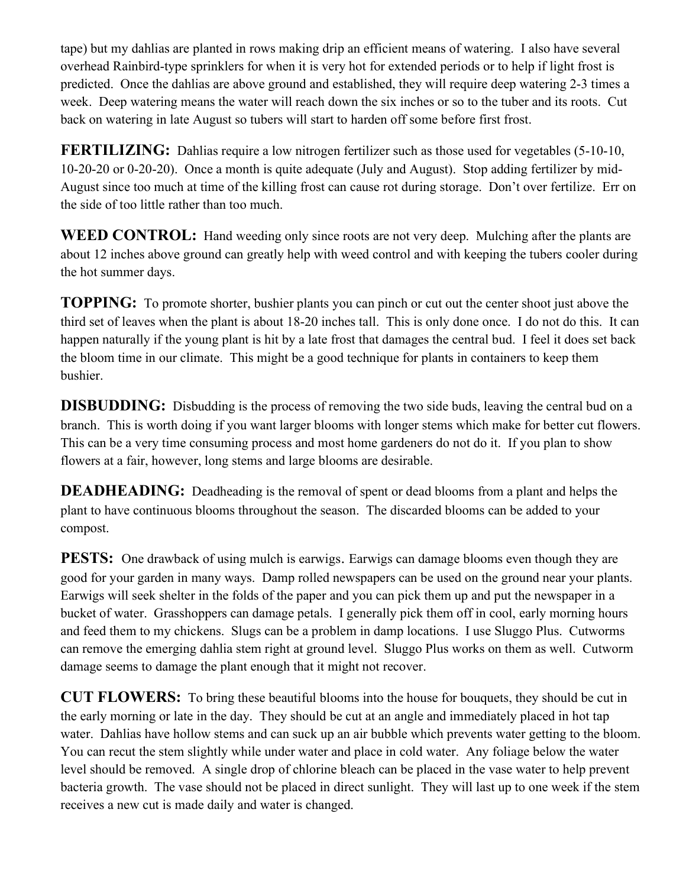tape) but my dahlias are planted in rows making drip an efficient means of watering. I also have several overhead Rainbird-type sprinklers for when it is very hot for extended periods or to help if light frost is predicted. Once the dahlias are above ground and established, they will require deep watering 2-3 times a week. Deep watering means the water will reach down the six inches or so to the tuber and its roots. Cut back on watering in late August so tubers will start to harden off some before first frost.

**FERTILIZING:** Dahlias require a low nitrogen fertilizer such as those used for vegetables (5-10-10, 10-20-20 or 0-20-20). Once a month is quite adequate (July and August). Stop adding fertilizer by mid-August since too much at time of the killing frost can cause rot during storage. Don't over fertilize. Err on the side of too little rather than too much.

**WEED CONTROL:** Hand weeding only since roots are not very deep. Mulching after the plants are about 12 inches above ground can greatly help with weed control and with keeping the tubers cooler during the hot summer days.

**TOPPING:** To promote shorter, bushier plants you can pinch or cut out the center shoot just above the third set of leaves when the plant is about 18-20 inches tall. This is only done once. I do not do this. It can happen naturally if the young plant is hit by a late frost that damages the central bud. I feel it does set back the bloom time in our climate. This might be a good technique for plants in containers to keep them bushier.

**DISBUDDING:** Disbudding is the process of removing the two side buds, leaving the central bud on a branch. This is worth doing if you want larger blooms with longer stems which make for better cut flowers. This can be a very time consuming process and most home gardeners do not do it. If you plan to show flowers at a fair, however, long stems and large blooms are desirable.

**DEADHEADING:** Deadheading is the removal of spent or dead blooms from a plant and helps the plant to have continuous blooms throughout the season. The discarded blooms can be added to your compost.

**PESTS:** One drawback of using mulch is earwigs. Earwigs can damage blooms even though they are good for your garden in many ways. Damp rolled newspapers can be used on the ground near your plants. Earwigs will seek shelter in the folds of the paper and you can pick them up and put the newspaper in a bucket of water. Grasshoppers can damage petals. I generally pick them off in cool, early morning hours and feed them to my chickens. Slugs can be a problem in damp locations. I use Sluggo Plus. Cutworms can remove the emerging dahlia stem right at ground level. Sluggo Plus works on them as well. Cutworm damage seems to damage the plant enough that it might not recover.

**CUT FLOWERS:** To bring these beautiful blooms into the house for bouquets, they should be cut in the early morning or late in the day. They should be cut at an angle and immediately placed in hot tap water. Dahlias have hollow stems and can suck up an air bubble which prevents water getting to the bloom. You can recut the stem slightly while under water and place in cold water. Any foliage below the water level should be removed. A single drop of chlorine bleach can be placed in the vase water to help prevent bacteria growth. The vase should not be placed in direct sunlight. They will last up to one week if the stem receives a new cut is made daily and water is changed.